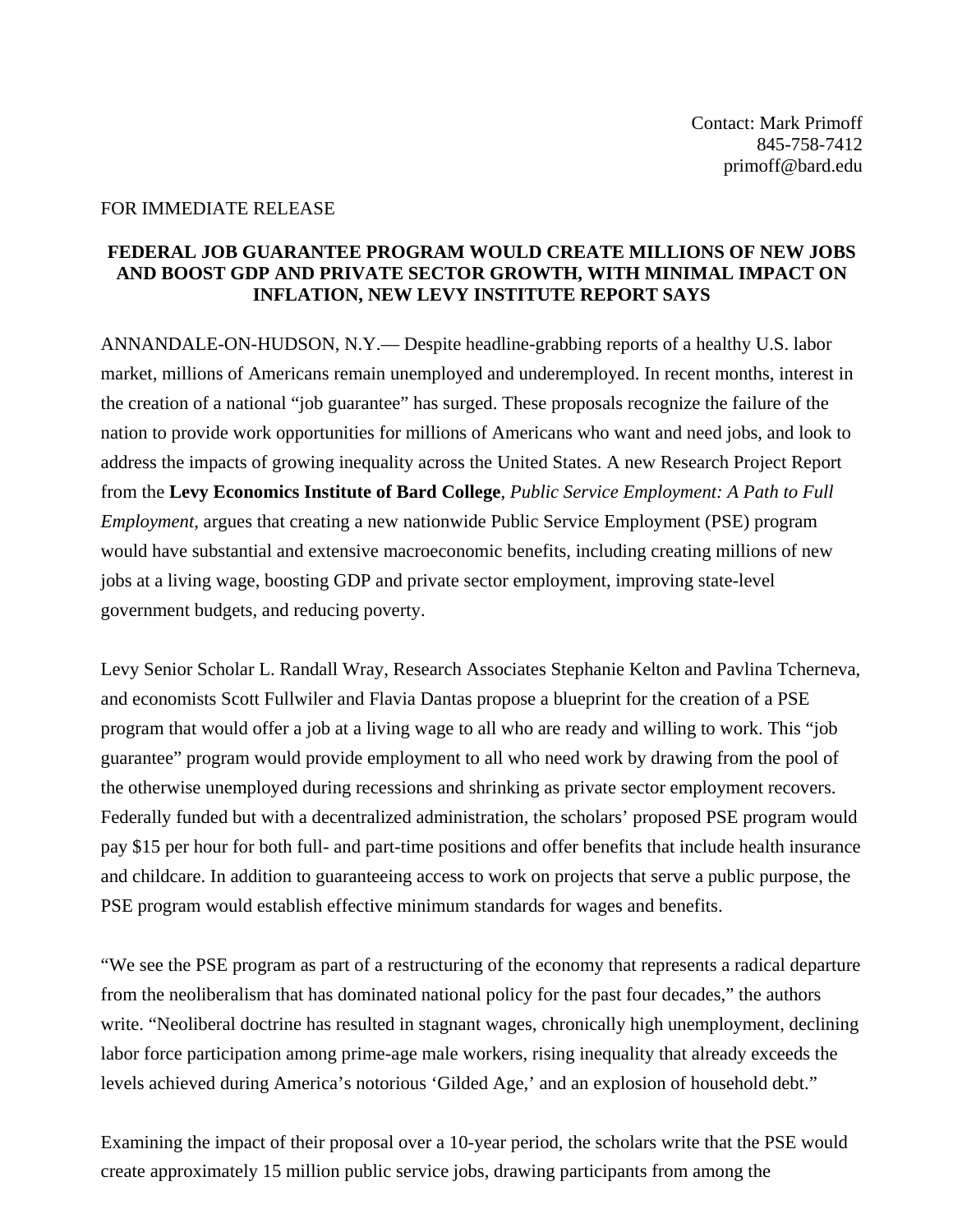Contact: Mark Primoff
845-758-7412
primoff@bard.edu

FOR IMMEDIATE RELEASE

**FEDERAL JOB GUARANTEE PROGRAM WOULD CREATE MILLIONS OF NEW JOBS AND BOOST GDP AND PRIVATE SECTOR GROWTH, WITH MINIMAL IMPACT ON INFLATION, NEW LEVY INSTITUTE REPORT SAYS**

ANNANDALE-ON-HUDSON, N.Y.— Despite headline-grabbing reports of a healthy U.S. labor market, millions of Americans remain unemployed and underemployed. In recent months, interest in the creation of a national "job guarantee" has surged. These proposals recognize the failure of the nation to provide work opportunities for millions of Americans who want and need jobs, and look to address the impacts of growing inequality across the United States. A new Research Project Report from the **Levy Economics Institute of Bard College**, *Public Service Employment: A Path to Full Employment*, argues that creating a new nationwide Public Service Employment (PSE) program would have substantial and extensive macroeconomic benefits, including creating millions of new jobs at a living wage, boosting GDP and private sector employment, improving state-level government budgets, and reducing poverty.

Levy Senior Scholar L. Randall Wray, Research Associates Stephanie Kelton and Pavlina Tcherneva, and economists Scott Fullwiler and Flavia Dantas propose a blueprint for the creation of a PSE program that would offer a job at a living wage to all who are ready and willing to work. This "job guarantee" program would provide employment to all who need work by drawing from the pool of the otherwise unemployed during recessions and shrinking as private sector employment recovers. Federally funded but with a decentralized administration, the scholars' proposed PSE program would pay $15 per hour for both full- and part-time positions and offer benefits that include health insurance and childcare. In addition to guaranteeing access to work on projects that serve a public purpose, the PSE program would establish effective minimum standards for wages and benefits.

"We see the PSE program as part of a restructuring of the economy that represents a radical departure from the neoliberalism that has dominated national policy for the past four decades," the authors write. "Neoliberal doctrine has resulted in stagnant wages, chronically high unemployment, declining labor force participation among prime-age male workers, rising inequality that already exceeds the levels achieved during America's notorious 'Gilded Age,' and an explosion of household debt."

Examining the impact of their proposal over a 10-year period, the scholars write that the PSE would create approximately 15 million public service jobs, drawing participants from among the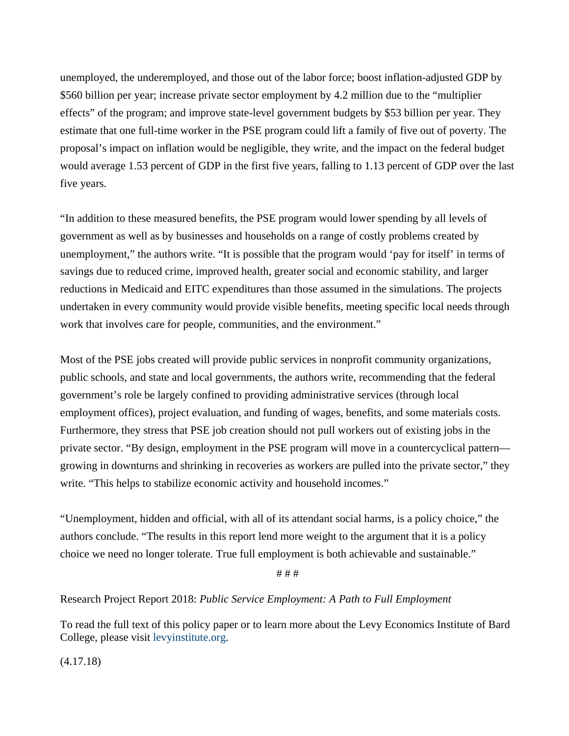unemployed, the underemployed, and those out of the labor force; boost inflation-adjusted GDP by $560 billion per year; increase private sector employment by 4.2 million due to the “multiplier effects” of the program; and improve state-level government budgets by $53 billion per year. They estimate that one full-time worker in the PSE program could lift a family of five out of poverty. The proposal’s impact on inflation would be negligible, they write, and the impact on the federal budget would average 1.53 percent of GDP in the first five years, falling to 1.13 percent of GDP over the last five years.

“In addition to these measured benefits, the PSE program would lower spending by all levels of government as well as by businesses and households on a range of costly problems created by unemployment,” the authors write. “It is possible that the program would ‘pay for itself’ in terms of savings due to reduced crime, improved health, greater social and economic stability, and larger reductions in Medicaid and EITC expenditures than those assumed in the simulations. The projects undertaken in every community would provide visible benefits, meeting specific local needs through work that involves care for people, communities, and the environment.”

Most of the PSE jobs created will provide public services in nonprofit community organizations, public schools, and state and local governments, the authors write, recommending that the federal government’s role be largely confined to providing administrative services (through local employment offices), project evaluation, and funding of wages, benefits, and some materials costs. Furthermore, they stress that PSE job creation should not pull workers out of existing jobs in the private sector. “By design, employment in the PSE program will move in a countercyclical pattern—growing in downturns and shrinking in recoveries as workers are pulled into the private sector,” they write. “This helps to stabilize economic activity and household incomes.”

“Unemployment, hidden and official, with all of its attendant social harms, is a policy choice,” the authors conclude. “The results in this report lend more weight to the argument that it is a policy choice we need no longer tolerate. True full employment is both achievable and sustainable.”

# # #

Research Project Report 2018: *Public Service Employment: A Path to Full Employment*

To read the full text of this policy paper or to learn more about the Levy Economics Institute of Bard College, please visit levyinstitute.org.

(4.17.18)